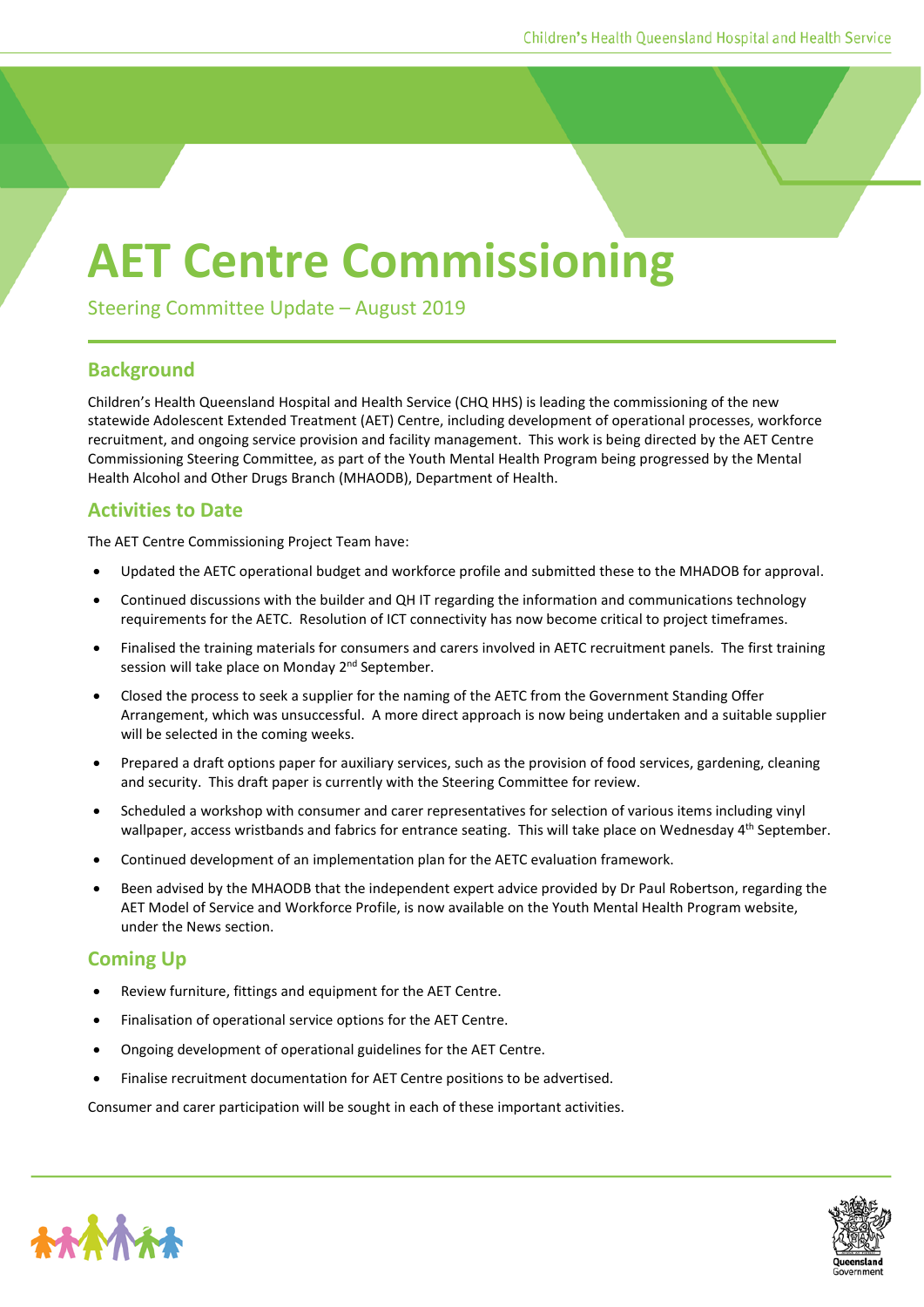# AET Centre Commissioning

Steering Committee Update – August 2019

## Background

Children's Health Queensland Hospital and Health Service (CHQ HHS) is leading the commissioning of the new statewide Adolescent Extended Treatment (AET) Centre, including development of operational processes, workforce recruitment, and ongoing service provision and facility management. This work is being directed by the AET Centre Commissioning Steering Committee, as part of the Youth Mental Health Program being progressed by the Mental Health Alcohol and Other Drugs Branch (MHAODB), Department of Health.

## Activities to Date

The AET Centre Commissioning Project Team have:

- Updated the AETC operational budget and workforce profile and submitted these to the MHADOB for approval.
- Continued discussions with the builder and QH IT regarding the information and communications technology requirements for the AETC. Resolution of ICT connectivity has now become critical to project timeframes.
- Finalised the training materials for consumers and carers involved in AETC recruitment panels. The first training session will take place on Monday 2nd September.
- Closed the process to seek a supplier for the naming of the AETC from the Government Standing Offer Arrangement, which was unsuccessful. A more direct approach is now being undertaken and a suitable supplier will be selected in the coming weeks.
- Prepared a draft options paper for auxiliary services, such as the provision of food services, gardening, cleaning and security. This draft paper is currently with the Steering Committee for review.
- Scheduled a workshop with consumer and carer representatives for selection of various items including vinyl wallpaper, access wristbands and fabrics for entrance seating. This will take place on Wednesday 4th September.
- Continued development of an implementation plan for the AETC evaluation framework.
- Been advised by the MHAODB that the independent expert advice provided by Dr Paul Robertson, regarding the AET Model of Service and Workforce Profile, is now available on the Youth Mental Health Program website, under the News section.

## Coming Up

- Review furniture, fittings and equipment for the AET Centre.
- Finalisation of operational service options for the AET Centre.
- Ongoing development of operational guidelines for the AET Centre.
- Finalise recruitment documentation for AET Centre positions to be advertised.

Consumer and carer participation will be sought in each of these important activities.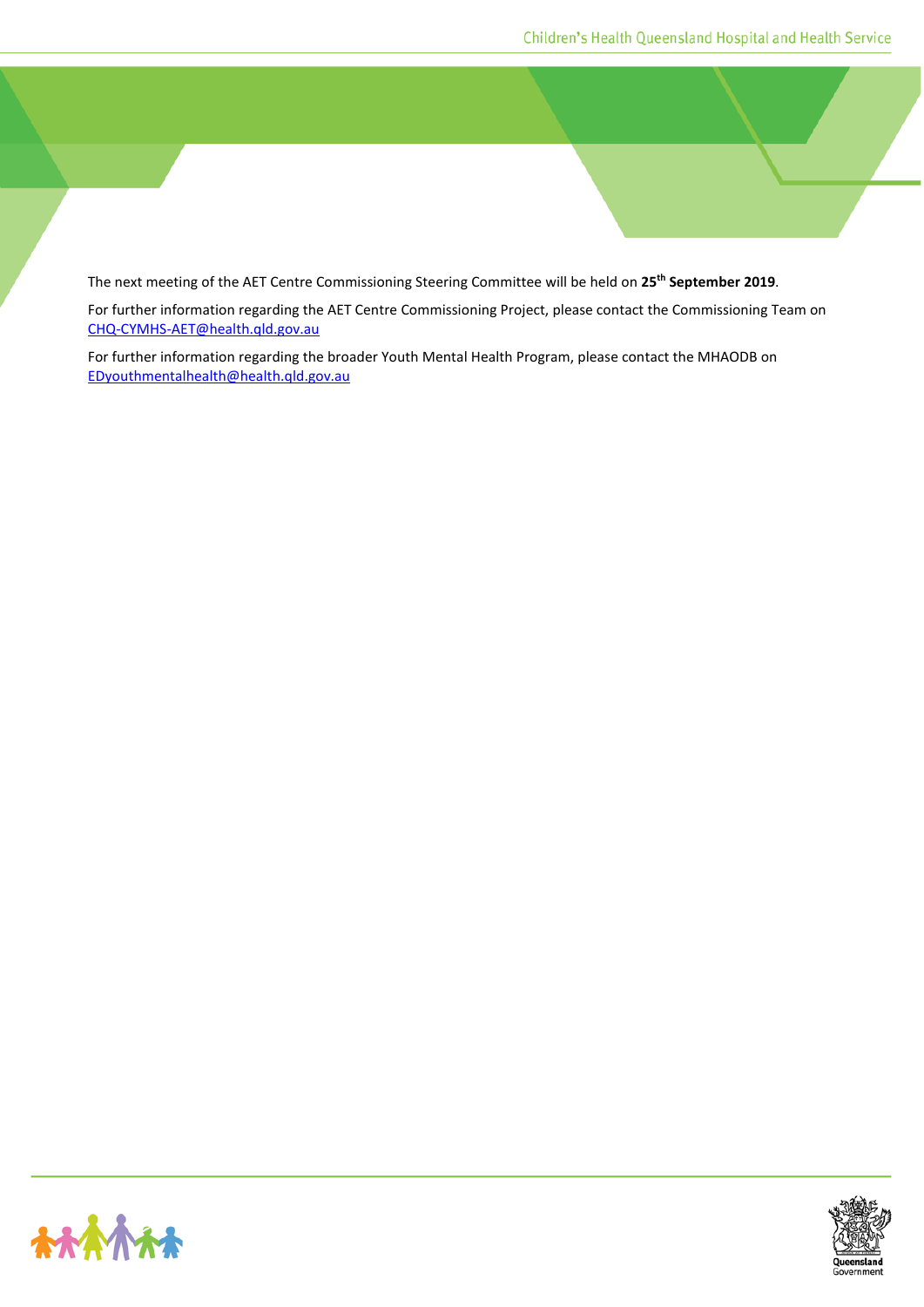The next meeting of the AET Centre Commissioning Steering Committee will be held on **25th September 2019**.

For further information regarding the AET Centre Commissioning Project, please contact the Commissioning Team on CHQ-CYMHS-AET@health.qld.gov.au

For further information regarding the broader Youth Mental Health Program, please contact the MHAODB on EDyouthmentalhealth@health.qld.gov.au